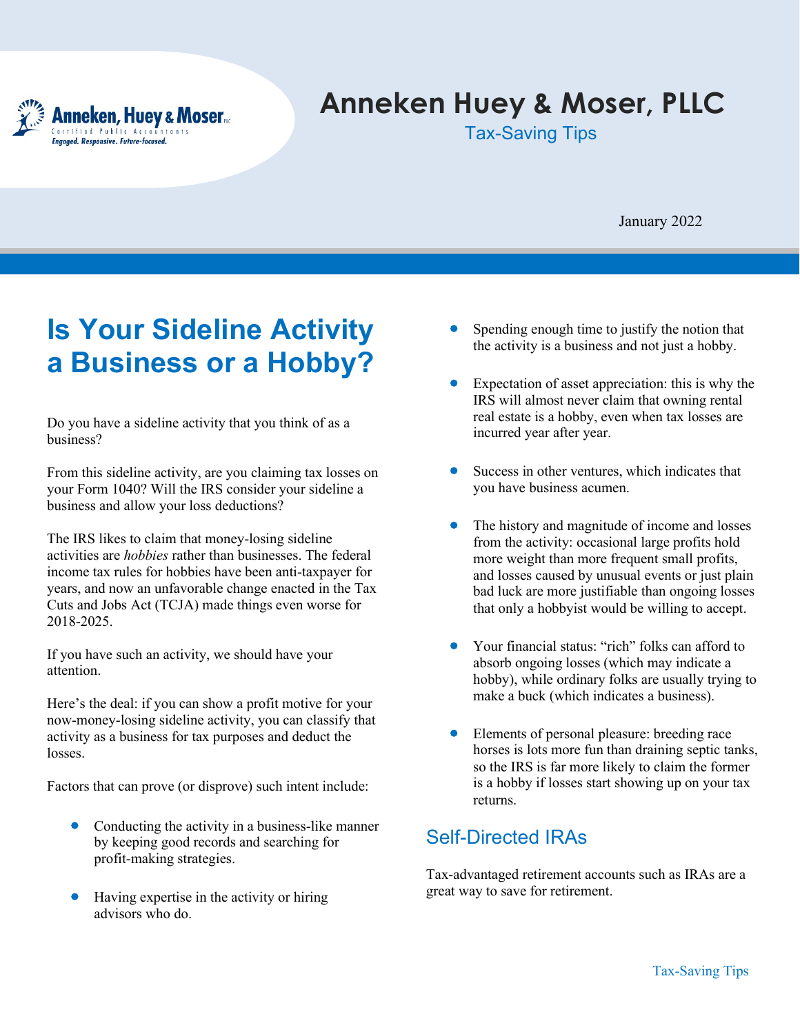# Anneken Huey & Moser, PLLC

Tax-Saving Tips

January 2022

## Is Your Sideline Activity a Business or a Hobby?

Do you have a sideline activity that you think of as a business?

From this sideline activity, are you claiming tax losses on your Form 1040? Will the IRS consider your sideline a business and allow your loss deductions?

The IRS likes to claim that money-losing sideline activities are *hobbies* rather than businesses. The federal income tax rules for hobbies have been anti-taxpayer for years, and now an unfavorable change enacted in the Tax Cuts and Jobs Act (TCJA) made things even worse for 2018-2025.

If you have such an activity, we should have your attention.

Here's the deal: if you can show a profit motive for your now-money-losing sideline activity, you can classify that activity as a business for tax purposes and deduct the losses.

Factors that can prove (or disprove) such intent include:

- Conducting the activity in a business-like manner by keeping good records and searching for profit-making strategies.
- Having expertise in the activity or hiring advisors who do.
- Spending enough time to justify the notion that the activity is a business and not just a hobby.
- Expectation of asset appreciation: this is why the IRS will almost never claim that owning rental real estate is a hobby, even when tax losses are incurred year after year.
- Success in other ventures, which indicates that you have business acumen.
- The history and magnitude of income and losses from the activity: occasional large profits hold more weight than more frequent small profits, and losses caused by unusual events or just plain bad luck are more justifiable than ongoing losses that only a hobbyist would be willing to accept.
- Your financial status: "rich" folks can afford to absorb ongoing losses (which may indicate a hobby), while ordinary folks are usually trying to make a buck (which indicates a business).
- Elements of personal pleasure: breeding race horses is lots more fun than draining septic tanks, so the IRS is far more likely to claim the former is a hobby if losses start showing up on your tax returns.

## Self-Directed IRAs

Tax-advantaged retirement accounts such as IRAs are a great way to save for retirement.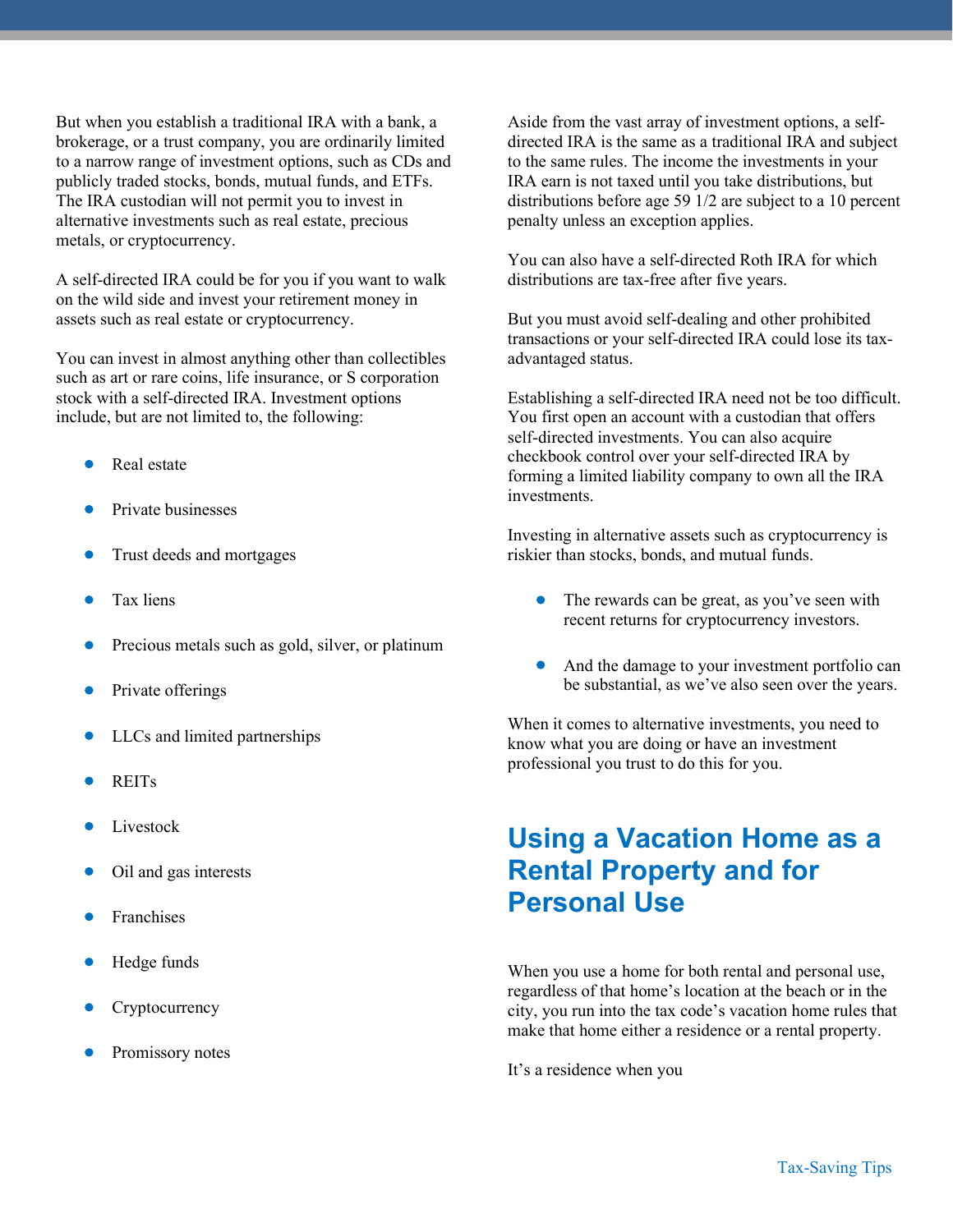But when you establish a traditional IRA with a bank, a brokerage, or a trust company, you are ordinarily limited to a narrow range of investment options, such as CDs and publicly traded stocks, bonds, mutual funds, and ETFs. The IRA custodian will not permit you to invest in alternative investments such as real estate, precious metals, or cryptocurrency.

A self-directed IRA could be for you if you want to walk on the wild side and invest your retirement money in assets such as real estate or cryptocurrency.

You can invest in almost anything other than collectibles such as art or rare coins, life insurance, or S corporation stock with a self-directed IRA. Investment options include, but are not limited to, the following:

- Real estate
- Private businesses
- Trust deeds and mortgages
- Tax liens
- Precious metals such as gold, silver, or platinum
- Private offerings
- LLCs and limited partnerships
- REITs
- Livestock
- Oil and gas interests
- Franchises
- Hedge funds
- Cryptocurrency
- Promissory notes

Aside from the vast array of investment options, a self-directed IRA is the same as a traditional IRA and subject to the same rules. The income the investments in your IRA earn is not taxed until you take distributions, but distributions before age 59 1/2 are subject to a 10 percent penalty unless an exception applies.

You can also have a self-directed Roth IRA for which distributions are tax-free after five years.

But you must avoid self-dealing and other prohibited transactions or your self-directed IRA could lose its tax-advantaged status.

Establishing a self-directed IRA need not be too difficult. You first open an account with a custodian that offers self-directed investments. You can also acquire checkbook control over your self-directed IRA by forming a limited liability company to own all the IRA investments.

Investing in alternative assets such as cryptocurrency is riskier than stocks, bonds, and mutual funds.

- The rewards can be great, as you've seen with recent returns for cryptocurrency investors.
- And the damage to your investment portfolio can be substantial, as we've also seen over the years.

When it comes to alternative investments, you need to know what you are doing or have an investment professional you trust to do this for you.

## Using a Vacation Home as a Rental Property and for Personal Use

When you use a home for both rental and personal use, regardless of that home's location at the beach or in the city, you run into the tax code's vacation home rules that make that home either a residence or a rental property.

It's a residence when you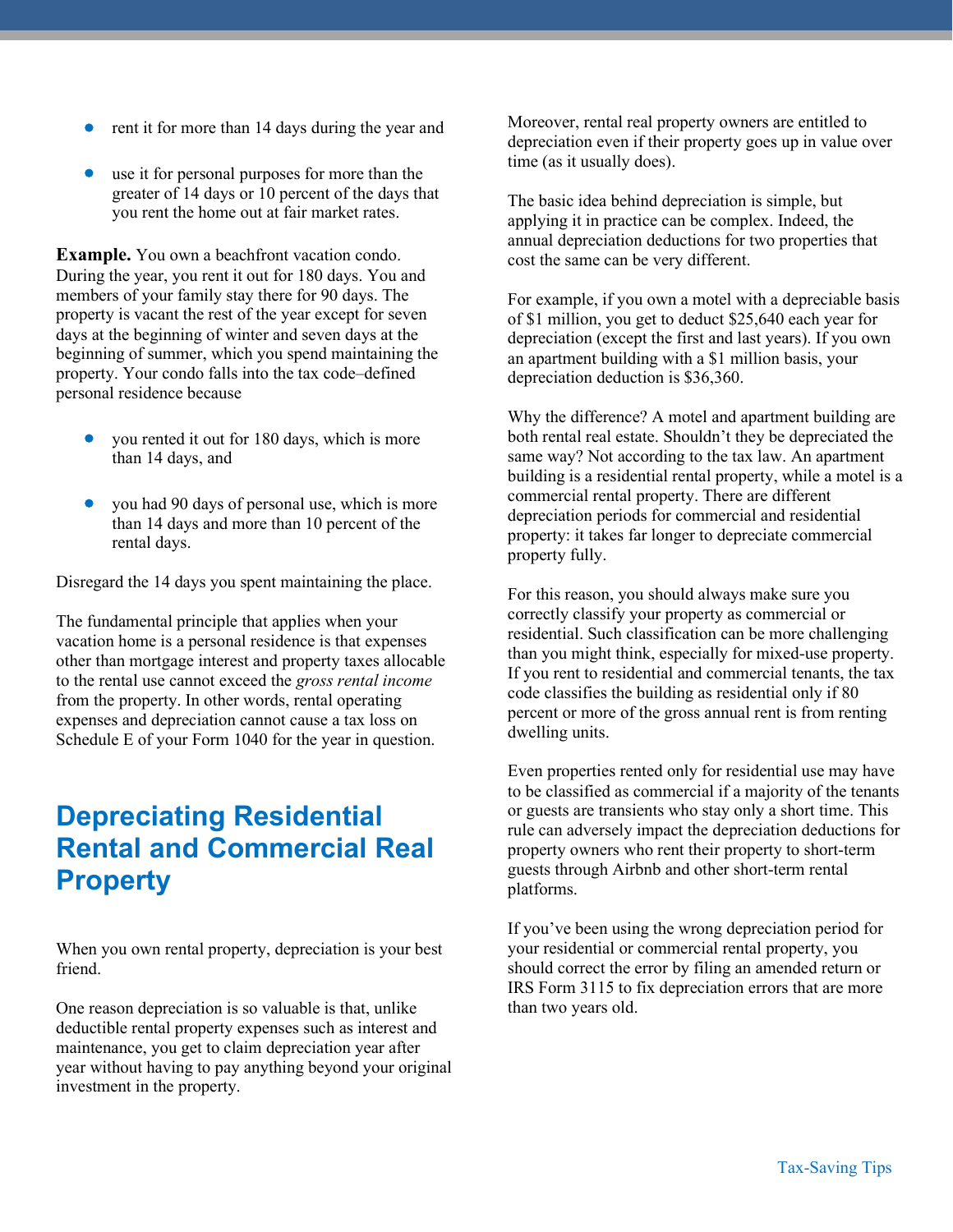- rent it for more than 14 days during the year and
- use it for personal purposes for more than the greater of 14 days or 10 percent of the days that you rent the home out at fair market rates.

**Example.** You own a beachfront vacation condo. During the year, you rent it out for 180 days. You and members of your family stay there for 90 days. The property is vacant the rest of the year except for seven days at the beginning of winter and seven days at the beginning of summer, which you spend maintaining the property. Your condo falls into the tax code–defined personal residence because

- you rented it out for 180 days, which is more than 14 days, and
- you had 90 days of personal use, which is more than 14 days and more than 10 percent of the rental days.

Disregard the 14 days you spent maintaining the place.

The fundamental principle that applies when your vacation home is a personal residence is that expenses other than mortgage interest and property taxes allocable to the rental use cannot exceed the *gross rental income* from the property. In other words, rental operating expenses and depreciation cannot cause a tax loss on Schedule E of your Form 1040 for the year in question.

## Depreciating Residential Rental and Commercial Real Property

When you own rental property, depreciation is your best friend.

One reason depreciation is so valuable is that, unlike deductible rental property expenses such as interest and maintenance, you get to claim depreciation year after year without having to pay anything beyond your original investment in the property.

Moreover, rental real property owners are entitled to depreciation even if their property goes up in value over time (as it usually does).

The basic idea behind depreciation is simple, but applying it in practice can be complex. Indeed, the annual depreciation deductions for two properties that cost the same can be very different.

For example, if you own a motel with a depreciable basis of $1 million, you get to deduct $25,640 each year for depreciation (except the first and last years). If you own an apartment building with a $1 million basis, your depreciation deduction is $36,360.

Why the difference? A motel and apartment building are both rental real estate. Shouldn't they be depreciated the same way? Not according to the tax law. An apartment building is a residential rental property, while a motel is a commercial rental property. There are different depreciation periods for commercial and residential property: it takes far longer to depreciate commercial property fully.

For this reason, you should always make sure you correctly classify your property as commercial or residential. Such classification can be more challenging than you might think, especially for mixed-use property. If you rent to residential and commercial tenants, the tax code classifies the building as residential only if 80 percent or more of the gross annual rent is from renting dwelling units.

Even properties rented only for residential use may have to be classified as commercial if a majority of the tenants or guests are transients who stay only a short time. This rule can adversely impact the depreciation deductions for property owners who rent their property to short-term guests through Airbnb and other short-term rental platforms.

If you've been using the wrong depreciation period for your residential or commercial rental property, you should correct the error by filing an amended return or IRS Form 3115 to fix depreciation errors that are more than two years old.